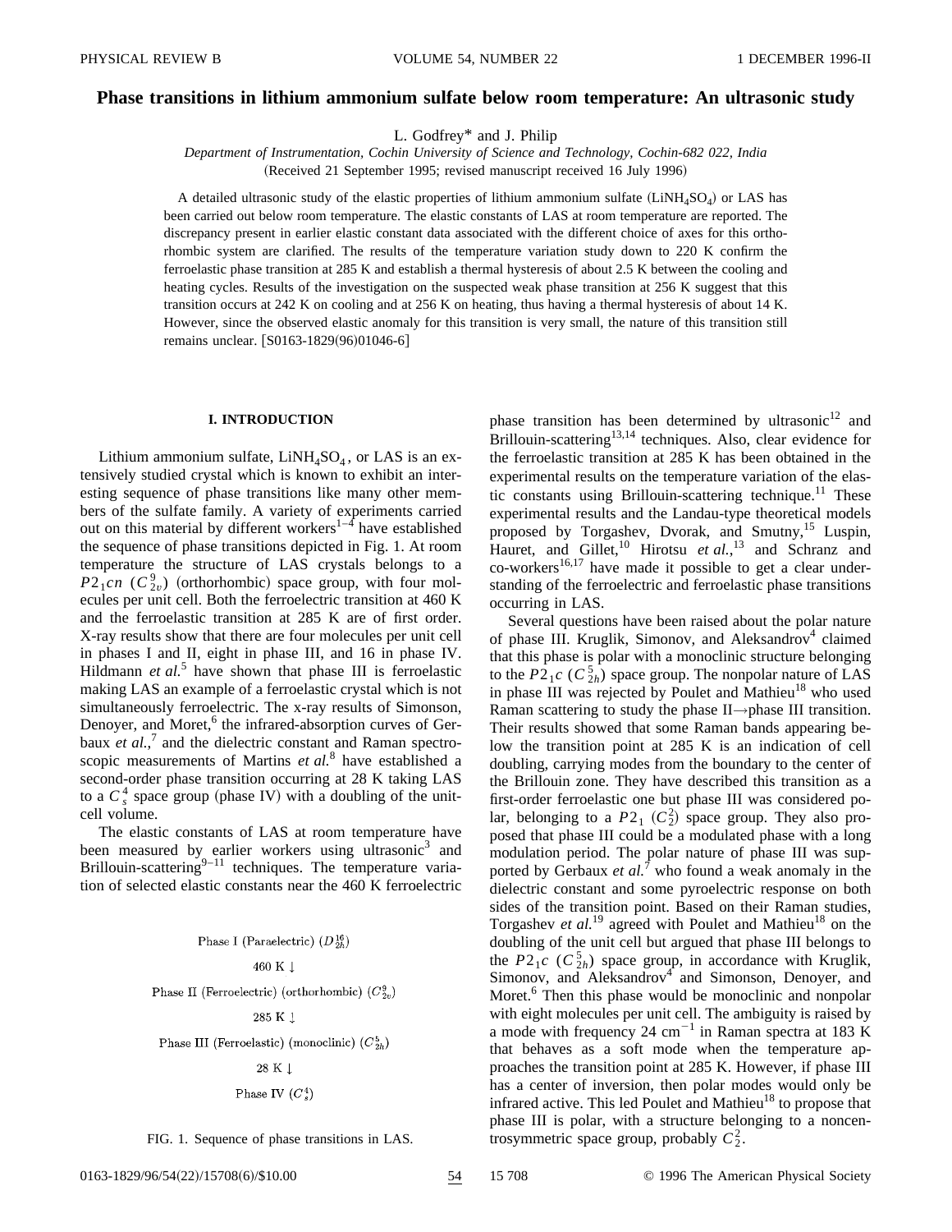# Phase transitions in lithium ammonium sulfate below room temperature: An ultrasonic study

L. Godfrey* and J. Philip

*Department of Instrumentation, Cochin University of Science and Technology, Cochin-682 022, India*

(Received 21 September 1995; revised manuscript received 16 July 1996)

A detailed ultrasonic study of the elastic properties of lithium ammonium sulfate ($LiNH_4SO_4$) or LAS has been carried out below room temperature. The elastic constants of LAS at room temperature are reported. The discrepancy present in earlier elastic constant data associated with the different choice of axes for this orthorhombic system are clarified. The results of the temperature variation study down to 220 K confirm the ferroelastic phase transition at 285 K and establish a thermal hysteresis of about 2.5 K between the cooling and heating cycles. Results of the investigation on the suspected weak phase transition at 256 K suggest that this transition occurs at 242 K on cooling and at 256 K on heating, thus having a thermal hysteresis of about 14 K. However, since the observed elastic anomaly for this transition is very small, the nature of this transition still remains unclear. [S0163-1829(96)01046-6]

## I. INTRODUCTION

Lithium ammonium sulfate, $LiNH_4SO_4$, or LAS is an extensively studied crystal which is known to exhibit an interesting sequence of phase transitions like many other members of the sulfate family. A variety of experiments carried out on this material by different workers[1–4] have established the sequence of phase transitions depicted in Fig. 1. At room temperature the structure of LAS crystals belongs to a $P2_1cn$ ($C_{2v}^9$) (orthorhombic) space group, with four molecules per unit cell. Both the ferroelectric transition at 460 K and the ferroelastic transition at 285 K are of first order. X-ray results show that there are four molecules per unit cell in phases I and II, eight in phase III, and 16 in phase IV. Hildmann *et al.*[5] have shown that phase III is ferroelastic making LAS an example of a ferroelastic crystal which is not simultaneously ferroelectric. The x-ray results of Simonson, Denoyer, and Moret,[6] the infrared-absorption curves of Gerbaux *et al.*,[7] and the dielectric constant and Raman spectroscopic measurements of Martins *et al.*[8] have established a second-order phase transition occurring at 28 K taking LAS to a $C_s^4$ space group (phase IV) with a doubling of the unit-cell volume.

The elastic constants of LAS at room temperature have been measured by earlier workers using ultrasonic[3] and Brillouin-scattering[9–11] techniques. The temperature variation of selected elastic constants near the 460 K ferroelectric phase transition has been determined by ultrasonic[12] and Brillouin-scattering[13,14] techniques. Also, clear evidence for the ferroelastic transition at 285 K has been obtained in the experimental results on the temperature variation of the elastic constants using Brillouin-scattering technique.[11] These experimental results and the Landau-type theoretical models proposed by Torgashev, Dvorak, and Smutny,[15] Luspin, Hauret, and Gillet,[10] Hirotsu *et al.*,[13] and Schranz and co-workers[16,17] have made it possible to get a clear understanding of the ferroelectric and ferroelastic phase transitions occurring in LAS.

Phase I (Paraelectric) ($D_{2h}^{16}$)

460 K ↓

Phase II (Ferroelectric) (orthorhombic) ($C_{2v}^9$)

285 K ↓

Phase III (Ferroelastic) (monoclinic) ($C_{2h}^5$)

28 K ↓

Phase IV ($C_s^4$)

FIG. 1. Sequence of phase transitions in LAS.

Several questions have been raised about the polar nature of phase III. Kruglik, Simonov, and Aleksandrov[4] claimed that this phase is polar with a monoclinic structure belonging to the $P2_1c$ ($C_{2h}^5$) space group. The nonpolar nature of LAS in phase III was rejected by Poulet and Mathieu[18] who used Raman scattering to study the phase II→phase III transition. Their results showed that some Raman bands appearing below the transition point at 285 K is an indication of cell doubling, carrying modes from the boundary to the center of the Brillouin zone. They have described this transition as a first-order ferroelastic one but phase III was considered polar, belonging to a $P2_1$ ($C_2^2$) space group. They also proposed that phase III could be a modulated phase with a long modulation period. The polar nature of phase III was supported by Gerbaux *et al.*[7] who found a weak anomaly in the dielectric constant and some pyroelectric response on both sides of the transition point. Based on their Raman studies, Torgashev *et al.*[19] agreed with Poulet and Mathieu[18] on the doubling of the unit cell but argued that phase III belongs to the $P2_1c$ ($C_{2h}^5$) space group, in accordance with Kruglik, Simonov, and Aleksandrov[4] and Simonson, Denoyer, and Moret.[6] Then this phase would be monoclinic and nonpolar with eight molecules per unit cell. The ambiguity is raised by a mode with frequency 24 $cm^{-1}$ in Raman spectra at 183 K that behaves as a soft mode when the temperature approaches the transition point at 285 K. However, if phase III has a center of inversion, then polar modes would only be infrared active. This led Poulet and Mathieu[18] to propose that phase III is polar, with a structure belonging to a noncentrosymmetric space group, probably $C_2^2$.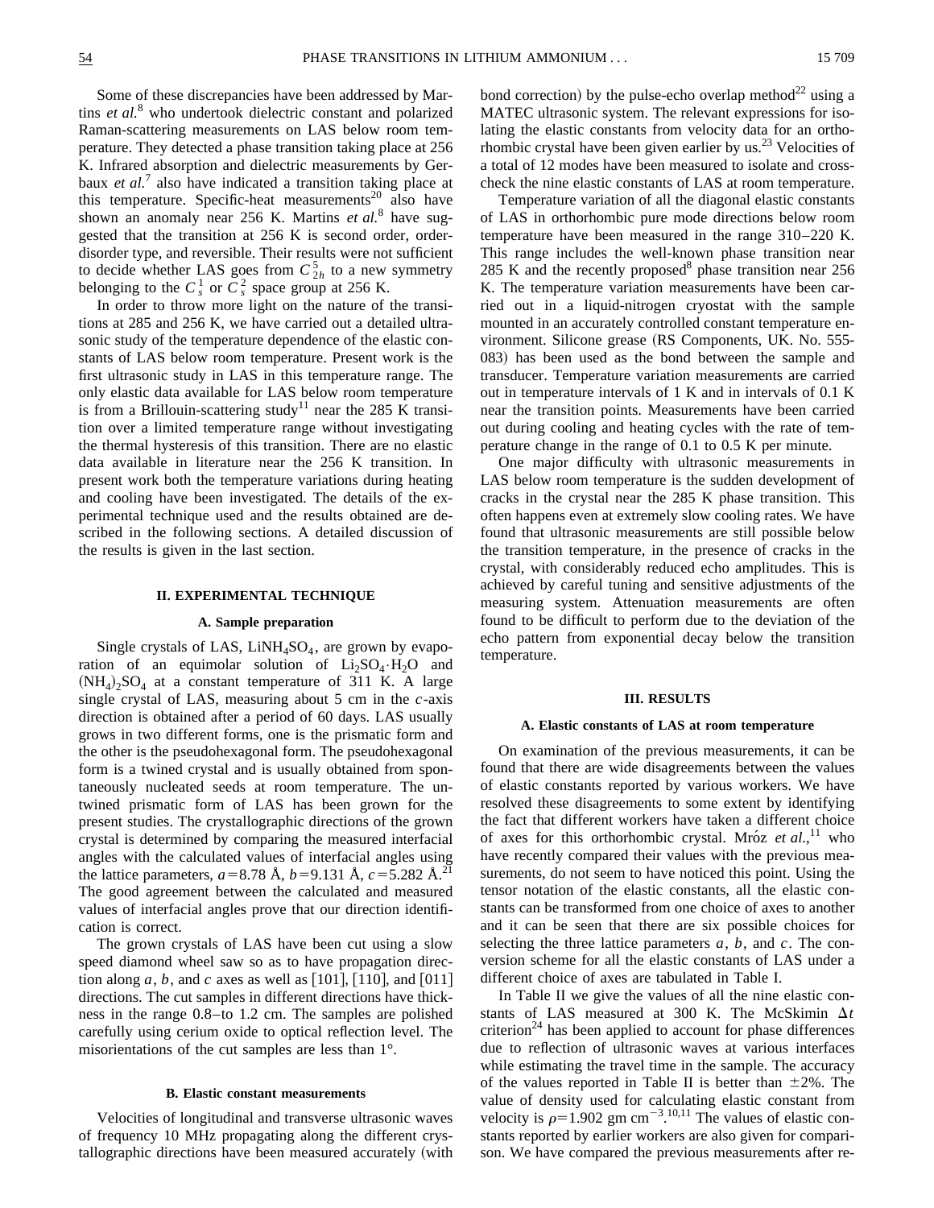Some of these discrepancies have been addressed by Martins *et al.*[8] who undertook dielectric constant and polarized Raman-scattering measurements on LAS below room temperature. They detected a phase transition taking place at 256 K. Infrared absorption and dielectric measurements by Gerbaux *et al.*[7] also have indicated a transition taking place at this temperature. Specific-heat measurements[20] also have shown an anomaly near 256 K. Martins *et al.*[8] have suggested that the transition at 256 K is second order, order-disorder type, and reversible. Their results were not sufficient to decide whether LAS goes from $C_{2h}^{5}$ to a new symmetry belonging to the $C_s^1$ or $C_s^2$ space group at 256 K.

In order to throw more light on the nature of the transitions at 285 and 256 K, we have carried out a detailed ultrasonic study of the temperature dependence of the elastic constants of LAS below room temperature. Present work is the first ultrasonic study in LAS in this temperature range. The only elastic data available for LAS below room temperature is from a Brillouin-scattering study[11] near the 285 K transition over a limited temperature range without investigating the thermal hysteresis of this transition. There are no elastic data available in literature near the 256 K transition. In present work both the temperature variations during heating and cooling have been investigated. The details of the experimental technique used and the results obtained are described in the following sections. A detailed discussion of the results is given in the last section.

## II. EXPERIMENTAL TECHNIQUE

### A. Sample preparation

Single crystals of LAS, $LiNH_4SO_4$, are grown by evaporation of an equimolar solution of $Li_2SO_4 \cdot H_2O$ and $(NH_4)_2SO_4$ at a constant temperature of 311 K. A large single crystal of LAS, measuring about 5 cm in the $c$-axis direction is obtained after a period of 60 days. LAS usually grows in two different forms, one is the prismatic form and the other is the pseudohexagonal form. The pseudohexagonal form is a twined crystal and is usually obtained from spontaneously nucleated seeds at room temperature. The untwined prismatic form of LAS has been grown for the present studies. The crystallographic directions of the grown crystal is determined by comparing the measured interfacial angles with the calculated values of interfacial angles using the lattice parameters, $a = 8.78$ Å, $b = 9.131$ Å, $c = 5.282$ Å.[21] The good agreement between the calculated and measured values of interfacial angles prove that our direction identification is correct.

The grown crystals of LAS have been cut using a slow speed diamond wheel saw so as to have propagation direction along $a$, $b$, and $c$ axes as well as [101], [110], and [011] directions. The cut samples in different directions have thickness in the range 0.8–to 1.2 cm. The samples are polished carefully using cerium oxide to optical reflection level. The misorientations of the cut samples are less than 1°.

### B. Elastic constant measurements

Velocities of longitudinal and transverse ultrasonic waves of frequency 10 MHz propagating along the different crystallographic directions have been measured accurately (with bond correction) by the pulse-echo overlap method[22] using a MATEC ultrasonic system. The relevant expressions for isolating the elastic constants from velocity data for an orthorhombic crystal have been given earlier by us.[23] Velocities of a total of 12 modes have been measured to isolate and cross-check the nine elastic constants of LAS at room temperature.

Temperature variation of all the diagonal elastic constants of LAS in orthorhombic pure mode directions below room temperature have been measured in the range 310–220 K. This range includes the well-known phase transition near 285 K and the recently proposed[8] phase transition near 256 K. The temperature variation measurements have been carried out in a liquid-nitrogen cryostat with the sample mounted in an accurately controlled constant temperature environment. Silicone grease (RS Components, UK. No. 555-083) has been used as the bond between the sample and transducer. Temperature variation measurements are carried out in temperature intervals of 1 K and in intervals of 0.1 K near the transition points. Measurements have been carried out during cooling and heating cycles with the rate of temperature change in the range of 0.1 to 0.5 K per minute.

One major difficulty with ultrasonic measurements in LAS below room temperature is the sudden development of cracks in the crystal near the 285 K phase transition. This often happens even at extremely slow cooling rates. We have found that ultrasonic measurements are still possible below the transition temperature, in the presence of cracks in the crystal, with considerably reduced echo amplitudes. This is achieved by careful tuning and sensitive adjustments of the measuring system. Attenuation measurements are often found to be difficult to perform due to the deviation of the echo pattern from exponential decay below the transition temperature.

## III. RESULTS

### A. Elastic constants of LAS at room temperature

On examination of the previous measurements, it can be found that there are wide disagreements between the values of elastic constants reported by various workers. We have resolved these disagreements to some extent by identifying the fact that different workers have taken a different choice of axes for this orthorhombic crystal. Mróz *et al.*,[11] who have recently compared their values with the previous measurements, do not seem to have noticed this point. Using the tensor notation of the elastic constants, all the elastic constants can be transformed from one choice of axes to another and it can be seen that there are six possible choices for selecting the three lattice parameters $a$, $b$, and $c$. The conversion scheme for all the elastic constants of LAS under a different choice of axes are tabulated in Table I.

In Table II we give the values of all the nine elastic constants of LAS measured at 300 K. The McSkimin $\Delta t$ criterion[24] has been applied to account for phase differences due to reflection of ultrasonic waves at various interfaces while estimating the travel time in the sample. The accuracy of the values reported in Table II is better than ±2%. The value of density used for calculating elastic constant from velocity is $\rho = 1.902$ gm cm$^{-3}$.[10,11] The values of elastic constants reported by earlier workers are also given for comparison. We have compared the previous measurements after re-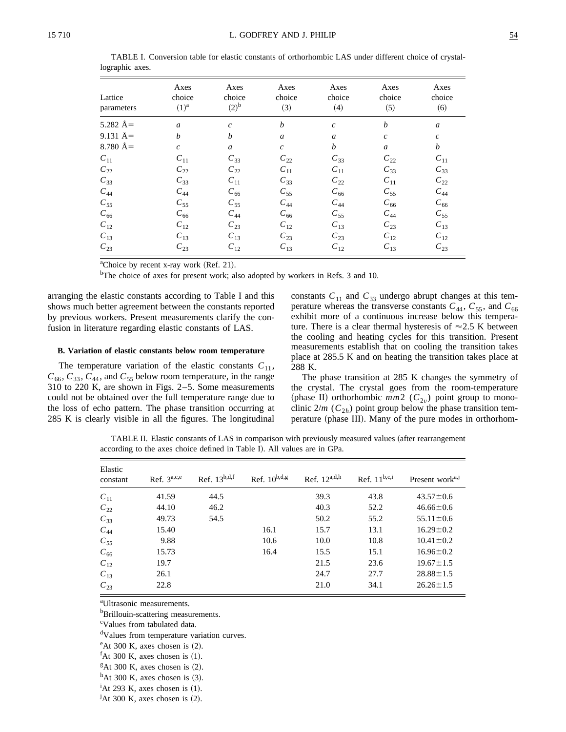TABLE I. Conversion table for elastic constants of orthorhombic LAS under different choice of crystallographic axes.

| Lattice parameters | Axes choice (1)[a] | Axes choice (2)[b] | Axes choice (3) | Axes choice (4) | Axes choice (5) | Axes choice (6) |
|---|---|---|---|---|---|---|
| 5.282 Å= | *a* | *c* | *b* | *c* | *b* | *a* |
| 9.131 Å= | *b* | *b* | *a* | *a* | *c* | *c* |
| 8.780 Å= | *c* | *a* | *c* | *b* | *a* | *b* |
| $C_{11}$ | $C_{11}$ | $C_{33}$ | $C_{22}$ | $C_{33}$ | $C_{22}$ | $C_{11}$ |
| $C_{22}$ | $C_{22}$ | $C_{22}$ | $C_{11}$ | $C_{11}$ | $C_{33}$ | $C_{33}$ |
| $C_{33}$ | $C_{33}$ | $C_{11}$ | $C_{33}$ | $C_{22}$ | $C_{11}$ | $C_{22}$ |
| $C_{44}$ | $C_{44}$ | $C_{66}$ | $C_{55}$ | $C_{66}$ | $C_{55}$ | $C_{44}$ |
| $C_{55}$ | $C_{55}$ | $C_{55}$ | $C_{44}$ | $C_{44}$ | $C_{66}$ | $C_{66}$ |
| $C_{66}$ | $C_{66}$ | $C_{44}$ | $C_{66}$ | $C_{55}$ | $C_{44}$ | $C_{55}$ |
| $C_{12}$ | $C_{12}$ | $C_{23}$ | $C_{12}$ | $C_{13}$ | $C_{23}$ | $C_{13}$ |
| $C_{13}$ | $C_{13}$ | $C_{13}$ | $C_{23}$ | $C_{23}$ | $C_{12}$ | $C_{12}$ |
| $C_{23}$ | $C_{23}$ | $C_{12}$ | $C_{13}$ | $C_{12}$ | $C_{13}$ | $C_{23}$ |

[a]Choice by recent x-ray work (Ref. 21).

[b]The choice of axes for present work; also adopted by workers in Refs. 3 and 10.

arranging the elastic constants according to Table I and this shows much better agreement between the constants reported by previous workers. Present measurements clarify the confusion in literature regarding elastic constants of LAS.

### B. Variation of elastic constants below room temperature

The temperature variation of the elastic constants $C_{11}$, $C_{66}$, $C_{33}$, $C_{44}$, and $C_{55}$ below room temperature, in the range 310 to 220 K, are shown in Figs. 2–5. Some measurements could not be obtained over the full temperature range due to the loss of echo pattern. The phase transition occurring at 285 K is clearly visible in all the figures. The longitudinal constants $C_{11}$ and $C_{33}$ undergo abrupt changes at this temperature whereas the transverse constants $C_{44}$, $C_{55}$, and $C_{66}$ exhibit more of a continuous increase below this temperature. There is a clear thermal hysteresis of ≈2.5 K between the cooling and heating cycles for this transition. Present measurements establish that on cooling the transition takes place at 285.5 K and on heating the transition takes place at 288 K.

The phase transition at 285 K changes the symmetry of the crystal. The crystal goes from the room-temperature (phase II) orthorhombic $mm2$ ($C_{2v}$) point group to monoclinic $2/m$ ($C_{2h}$) point group below the phase transition temperature (phase III). Many of the pure modes in orthorhom-

TABLE II. Elastic constants of LAS in comparison with previously measured values (after rearrangement according to the axes choice defined in Table I). All values are in GPa.

| Elastic constant | Ref. 3[a,c,e] | Ref. 13[b,d,f] | Ref. 10[b,d,g] | Ref. 12[a,d,h] | Ref. 11[b,c,i] | Present work[a,j] |
|---|---|---|---|---|---|---|
| $C_{11}$ | 41.59 | 44.5 | | 39.3 | 43.8 | 43.57±0.6 |
| $C_{22}$ | 44.10 | 46.2 | | 40.3 | 52.2 | 46.66±0.6 |
| $C_{33}$ | 49.73 | 54.5 | | 50.2 | 55.2 | 55.11±0.6 |
| $C_{44}$ | 15.40 | | 16.1 | 15.7 | 13.1 | 16.29±0.2 |
| $C_{55}$ | 9.88 | | 10.6 | 10.0 | 10.8 | 10.41±0.2 |
| $C_{66}$ | 15.73 | | 16.4 | 15.5 | 15.1 | 16.96±0.2 |
| $C_{12}$ | 19.7 | | | 21.5 | 23.6 | 19.67±1.5 |
| $C_{13}$ | 26.1 | | | 24.7 | 27.7 | 28.88±1.5 |
| $C_{23}$ | 22.8 | | | 21.0 | 34.1 | 26.26±1.5 |

[a]Ultrasonic measurements.

[b]Brillouin-scattering measurements.

[c]Values from tabulated data.

[d]Values from temperature variation curves.

[e]At 300 K, axes chosen is (2).

[f]At 300 K, axes chosen is (1).

[g]At 300 K, axes chosen is (2).

[h]At 300 K, axes chosen is (3).

[i]At 293 K, axes chosen is (1).

[j]At 300 K, axes chosen is (2).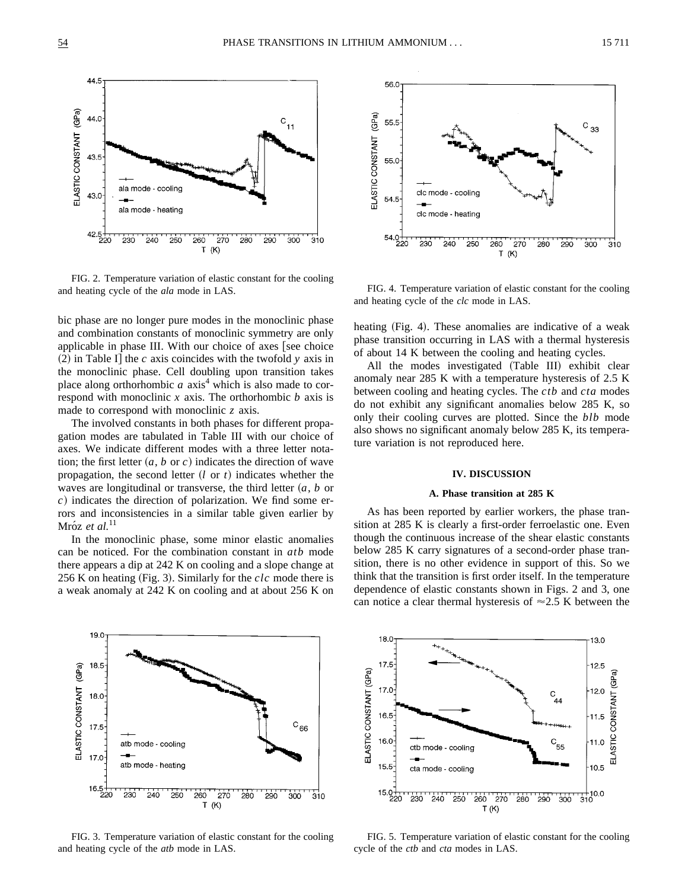bic phase are no longer pure modes in the monoclinic phase and combination constants of monoclinic symmetry are only applicable in phase III. With our choice of axes [see choice (2) in Table I] the $c$ axis coincides with the twofold $y$ axis in the monoclinic phase. Cell doubling upon transition takes place along orthorhombic $a$ axis[4] which is also made to correspond with monoclinic $x$ axis. The orthorhombic $b$ axis is made to correspond with monoclinic $z$ axis.

The involved constants in both phases for different propagation modes are tabulated in Table III with our choice of axes. We indicate different modes with a three letter notation; the first letter ($a$, $b$ or $c$) indicates the direction of wave propagation, the second letter ($l$ or $t$) indicates whether the waves are longitudinal or transverse, the third letter ($a$, $b$ or $c$) indicates the direction of polarization. We find some errors and inconsistencies in a similar table given earlier by Mróz *et al.*[11]

In the monoclinic phase, some minor elastic anomalies can be noticed. For the combination constant in *atb* mode there appears a dip at 242 K on cooling and a slope change at 256 K on heating (Fig. 3). Similarly for the *clc* mode there is a weak anomaly at 242 K on cooling and at about 256 K on heating (Fig. 4). These anomalies are indicative of a weak phase transition occurring in LAS with a thermal hysteresis of about 14 K between the cooling and heating cycles.

All the modes investigated (Table III) exhibit clear anomaly near 285 K with a temperature hysteresis of 2.5 K between cooling and heating cycles. The *ctb* and *cta* modes do not exhibit any significant anomalies below 285 K, so only their cooling curves are plotted. Since the *blb* mode also shows no significant anomaly below 285 K, its temperature variation is not reproduced here.

FIG. 2. Temperature variation of elastic constant for the cooling and heating cycle of the *ala* mode in LAS.

FIG. 4. Temperature variation of elastic constant for the cooling and heating cycle of the *clc* mode in LAS.

## IV. DISCUSSION

### A. Phase transition at 285 K

As has been reported by earlier workers, the phase transition at 285 K is clearly a first-order ferroelastic one. Even though the continuous increase of the shear elastic constants below 285 K carry signatures of a second-order phase transition, there is no other evidence in support of this. So we think that the transition is first order itself. In the temperature dependence of elastic constants shown in Figs. 2 and 3, one can notice a clear thermal hysteresis of $\approx$2.5 K between the

FIG. 3. Temperature variation of elastic constant for the cooling and heating cycle of the *atb* mode in LAS.

FIG. 5. Temperature variation of elastic constant for the cooling cycle of the *ctb* and *cta* modes in LAS.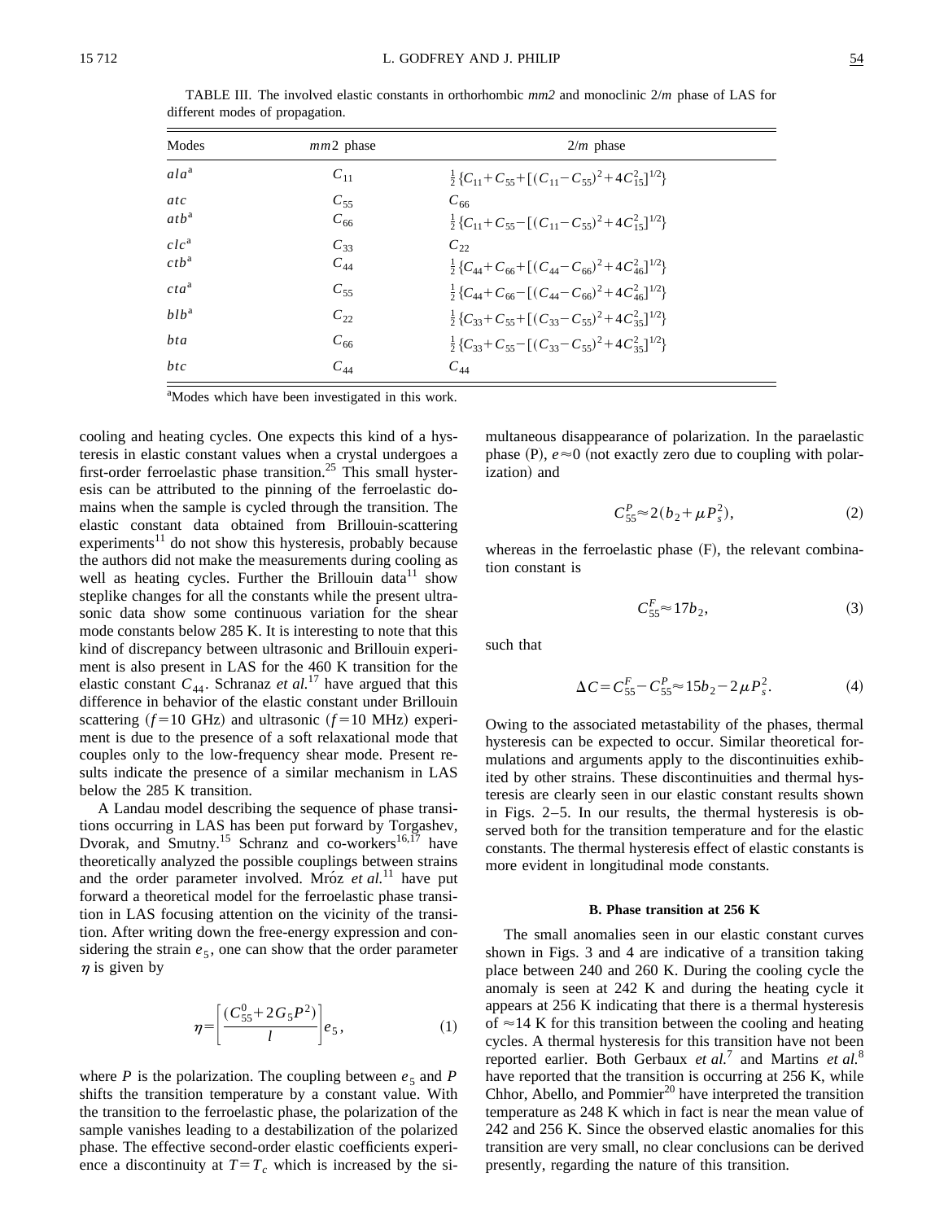TABLE III. The involved elastic constants in orthorhombic *mm2* and monoclinic 2/*m* phase of LAS for different modes of propagation.

| Modes | *mm*2 phase | 2/*m* phase |
|---|---|---|
| *ala*[a] | $C_{11}$ | $\frac{1}{2}\{C_{11}+C_{55}+[(C_{11}-C_{55})^2+4C_{15}^2]^{1/2}\}$ |
| *atc* | $C_{55}$ | $C_{66}$ |
| *atb*[a] | $C_{66}$ | $\frac{1}{2}\{C_{11}+C_{55}-[(C_{11}-C_{55})^2+4C_{15}^2]^{1/2}\}$ |
| *clc*[a] | $C_{33}$ | $C_{22}$ |
| *ctb*[a] | $C_{44}$ | $\frac{1}{2}\{C_{44}+C_{66}+[(C_{44}-C_{66})^2+4C_{46}^2]^{1/2}\}$ |
| *cta*[a] | $C_{55}$ | $\frac{1}{2}\{C_{44}+C_{66}-[(C_{44}-C_{66})^2+4C_{46}^2]^{1/2}\}$ |
| *blb*[a] | $C_{22}$ | $\frac{1}{2}\{C_{33}+C_{55}+[(C_{33}-C_{55})^2+4C_{35}^2]^{1/2}\}$ |
| *bta* | $C_{66}$ | $\frac{1}{2}\{C_{33}+C_{55}-[(C_{33}-C_{55})^2+4C_{35}^2]^{1/2}\}$ |
| *btc* | $C_{44}$ | $C_{44}$ |

[a]Modes which have been investigated in this work.

cooling and heating cycles. One expects this kind of a hysteresis in elastic constant values when a crystal undergoes a first-order ferroelastic phase transition.[25] This small hysteresis can be attributed to the pinning of the ferroelastic domains when the sample is cycled through the transition. The elastic constant data obtained from Brillouin-scattering experiments[11] do not show this hysteresis, probably because the authors did not make the measurements during cooling as well as heating cycles. Further the Brillouin data[11] show steplike changes for all the constants while the present ultrasonic data show some continuous variation for the shear mode constants below 285 K. It is interesting to note that this kind of discrepancy between ultrasonic and Brillouin experiment is also present in LAS for the 460 K transition for the elastic constant $C_{44}$. Schranaz *et al.*[17] have argued that this difference in behavior of the elastic constant under Brillouin scattering ($f=10$ GHz) and ultrasonic ($f=10$ MHz) experiment is due to the presence of a soft relaxational mode that couples only to the low-frequency shear mode. Present results indicate the presence of a similar mechanism in LAS below the 285 K transition.

A Landau model describing the sequence of phase transitions occurring in LAS has been put forward by Torgashev, Dvorak, and Smutny.[15] Schranz and co-workers[16,17] have theoretically analyzed the possible couplings between strains and the order parameter involved. Mróz *et al.*[11] have put forward a theoretical model for the ferroelastic phase transition in LAS focusing attention on the vicinity of the transition. After writing down the free-energy expression and considering the strain $e_5$, one can show that the order parameter $\eta$ is given by

$$\eta=\left[\frac{(C_{55}^0+2G_5P^2)}{l}\right]e_5, \tag{1}$$

where $P$ is the polarization. The coupling between $e_5$ and $P$ shifts the transition temperature by a constant value. With the transition to the ferroelastic phase, the polarization of the sample vanishes leading to a destabilization of the polarized phase. The effective second-order elastic coefficients experience a discontinuity at $T=T_c$ which is increased by the simultaneous disappearance of polarization. In the paraelastic phase (P), $e\approx 0$ (not exactly zero due to coupling with polarization) and

$$C_{55}^P \approx 2(b_2+\mu P_s^2), \tag{2}$$

whereas in the ferroelastic phase (F), the relevant combination constant is

$$C_{55}^F \approx 17b_2, \tag{3}$$

such that

$$\Delta C = C_{55}^F - C_{55}^P \approx 15b_2 - 2\mu P_s^2. \tag{4}$$

Owing to the associated metastability of the phases, thermal hysteresis can be expected to occur. Similar theoretical formulations and arguments apply to the discontinuities exhibited by other strains. These discontinuities and thermal hysteresis are clearly seen in our elastic constant results shown in Figs. 2–5. In our results, the thermal hysteresis is observed both for the transition temperature and for the elastic constants. The thermal hysteresis effect of elastic constants is more evident in longitudinal mode constants.

### B. Phase transition at 256 K

The small anomalies seen in our elastic constant curves shown in Figs. 3 and 4 are indicative of a transition taking place between 240 and 260 K. During the cooling cycle the anomaly is seen at 242 K and during the heating cycle it appears at 256 K indicating that there is a thermal hysteresis of ≈14 K for this transition between the cooling and heating cycles. A thermal hysteresis for this transition have not been reported earlier. Both Gerbaux *et al.*[7] and Martins *et al.*[8] have reported that the transition is occurring at 256 K, while Chhor, Abello, and Pommier[20] have interpreted the transition temperature as 248 K which in fact is near the mean value of 242 and 256 K. Since the observed elastic anomalies for this transition are very small, no clear conclusions can be derived presently, regarding the nature of this transition.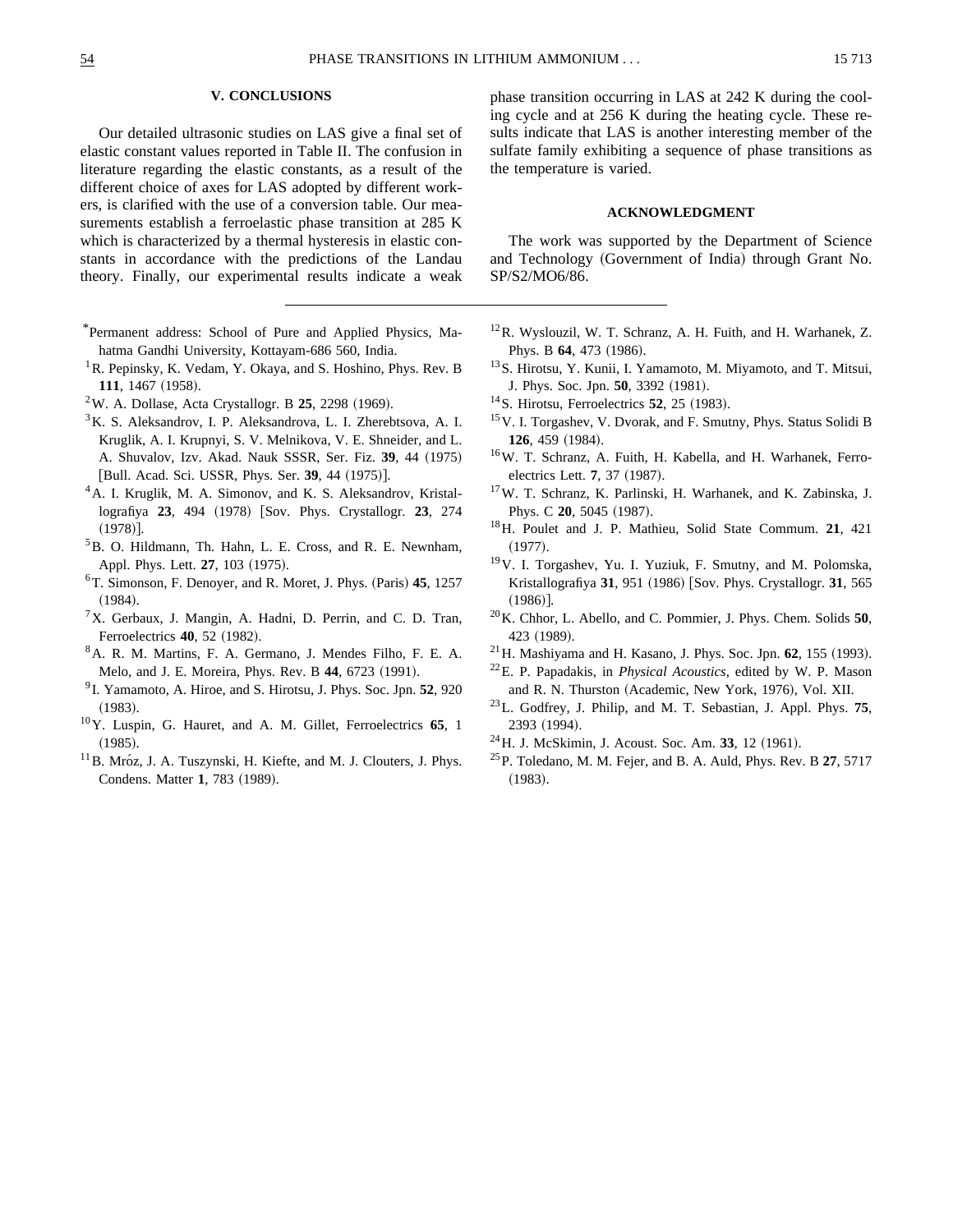## V. CONCLUSIONS

Our detailed ultrasonic studies on LAS give a final set of elastic constant values reported in Table II. The confusion in literature regarding the elastic constants, as a result of the different choice of axes for LAS adopted by different workers, is clarified with the use of a conversion table. Our measurements establish a ferroelastic phase transition at 285 K which is characterized by a thermal hysteresis in elastic constants in accordance with the predictions of the Landau theory. Finally, our experimental results indicate a weak phase transition occurring in LAS at 242 K during the cooling cycle and at 256 K during the heating cycle. These results indicate that LAS is another interesting member of the sulfate family exhibiting a sequence of phase transitions as the temperature is varied.

## ACKNOWLEDGMENT

The work was supported by the Department of Science and Technology (Government of India) through Grant No. SP/S2/MO6/86.

---

[*] Permanent address: School of Pure and Applied Physics, Mahatma Gandhi University, Kottayam-686 560, India.

[1] R. Pepinsky, K. Vedam, Y. Okaya, and S. Hoshino, Phys. Rev. B **111**, 1467 (1958).

[2] W. A. Dollase, Acta Crystallogr. B **25**, 2298 (1969).

[3] K. S. Aleksandrov, I. P. Aleksandrova, L. I. Zherebtsova, A. I. Kruglik, A. I. Krupnyi, S. V. Melnikova, V. E. Shneider, and L. A. Shuvalov, Izv. Akad. Nauk SSSR, Ser. Fiz. **39**, 44 (1975) [Bull. Acad. Sci. USSR, Phys. Ser. **39**, 44 (1975)].

[4] A. I. Kruglik, M. A. Simonov, and K. S. Aleksandrov, Kristallografiya **23**, 494 (1978) [Sov. Phys. Crystallogr. **23**, 274 (1978)].

[5] B. O. Hildmann, Th. Hahn, L. E. Cross, and R. E. Newnham, Appl. Phys. Lett. **27**, 103 (1975).

[6] T. Simonson, F. Denoyer, and R. Moret, J. Phys. (Paris) **45**, 1257 (1984).

[7] X. Gerbaux, J. Mangin, A. Hadni, D. Perrin, and C. D. Tran, Ferroelectrics **40**, 52 (1982).

[8] A. R. M. Martins, F. A. Germano, J. Mendes Filho, F. E. A. Melo, and J. E. Moreira, Phys. Rev. B **44**, 6723 (1991).

[9] I. Yamamoto, A. Hiroe, and S. Hirotsu, J. Phys. Soc. Jpn. **52**, 920 (1983).

[10] Y. Luspin, G. Hauret, and A. M. Gillet, Ferroelectrics **65**, 1 (1985).

[11] B. Mróz, J. A. Tuszynski, H. Kiefte, and M. J. Clouters, J. Phys. Condens. Matter **1**, 783 (1989).

[12] R. Wyslouzil, W. T. Schranz, A. H. Fuith, and H. Warhanek, Z. Phys. B **64**, 473 (1986).

[13] S. Hirotsu, Y. Kunii, I. Yamamoto, M. Miyamoto, and T. Mitsui, J. Phys. Soc. Jpn. **50**, 3392 (1981).

[14] S. Hirotsu, Ferroelectrics **52**, 25 (1983).

[15] V. I. Torgashev, V. Dvorak, and F. Smutny, Phys. Status Solidi B **126**, 459 (1984).

[16] W. T. Schranz, A. Fuith, H. Kabella, and H. Warhanek, Ferroelectrics Lett. **7**, 37 (1987).

[17] W. T. Schranz, K. Parlinski, H. Warhanek, and K. Zabinska, J. Phys. C **20**, 5045 (1987).

[18] H. Poulet and J. P. Mathieu, Solid State Commum. **21**, 421 (1977).

[19] V. I. Torgashev, Yu. I. Yuziuk, F. Smutny, and M. Polomska, Kristallografiya **31**, 951 (1986) [Sov. Phys. Crystallogr. **31**, 565 (1986)].

[20] K. Chhor, L. Abello, and C. Pommier, J. Phys. Chem. Solids **50**, 423 (1989).

[21] H. Mashiyama and H. Kasano, J. Phys. Soc. Jpn. **62**, 155 (1993).

[22] E. P. Papadakis, in *Physical Acoustics*, edited by W. P. Mason and R. N. Thurston (Academic, New York, 1976), Vol. XII.

[23] L. Godfrey, J. Philip, and M. T. Sebastian, J. Appl. Phys. **75**, 2393 (1994).

[24] H. J. McSkimin, J. Acoust. Soc. Am. **33**, 12 (1961).

[25] P. Toledano, M. M. Fejer, and B. A. Auld, Phys. Rev. B **27**, 5717 (1983).